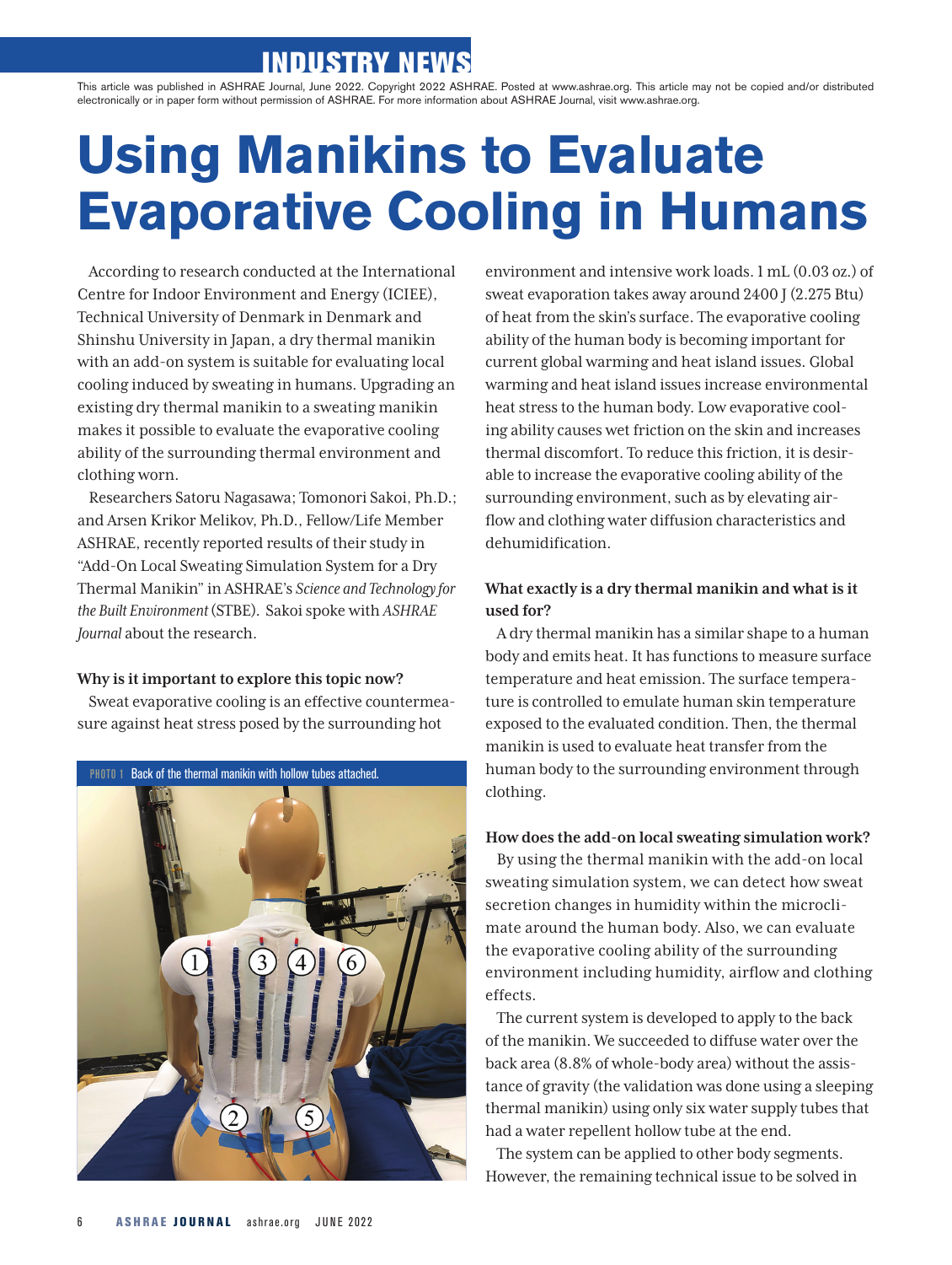INDUSTRY NEWS

This article was published in ASHRAE Journal, June 2022. Copyright 2022 ASHRAE. Posted at www.ashrae.org. This article may not be copied and/or distributed electronically or in paper form without permission of ASHRAE. For more information about ASHRAE Journal, visit www.ashrae.org.

# Using Manikins to Evaluate Evaporative Cooling in Humans

According to research conducted at the International Centre for Indoor Environment and Energy (ICIEE), Technical University of Denmark in Denmark and Shinshu University in Japan, a dry thermal manikin with an add-on system is suitable for evaluating local cooling induced by sweating in humans. Upgrading an existing dry thermal manikin to a sweating manikin makes it possible to evaluate the evaporative cooling ability of the surrounding thermal environment and clothing worn.

Researchers Satoru Nagasawa; Tomonori Sakoi, Ph.D.; and Arsen Krikor Melikov, Ph.D., Fellow/Life Member ASHRAE, recently reported results of their study in "Add-On Local Sweating Simulation System for a Dry Thermal Manikin" in ASHRAE's *Science and Technology for the Built Environment* (STBE). Sakoi spoke with *ASHRAE Journal* about the research.

**Why is it important to explore this topic now?**

Sweat evaporative cooling is an effective countermeasure against heat stress posed by the surrounding hot environment and intensive work loads. 1 mL (0.03 oz.) of sweat evaporation takes away around 2400 J (2.275 Btu) of heat from the skin's surface. The evaporative cooling ability of the human body is becoming important for current global warming and heat island issues. Global warming and heat island issues increase environmental heat stress to the human body. Low evaporative cooling ability causes wet friction on the skin and increases thermal discomfort. To reduce this friction, it is desirable to increase the evaporative cooling ability of the surrounding environment, such as by elevating airflow and clothing water diffusion characteristics and dehumidification.

PHOTO 1 Back of the thermal manikin with hollow tubes attached.

**What exactly is a dry thermal manikin and what is it used for?**

A dry thermal manikin has a similar shape to a human body and emits heat. It has functions to measure surface temperature and heat emission. The surface temperature is controlled to emulate human skin temperature exposed to the evaluated condition. Then, the thermal manikin is used to evaluate heat transfer from the human body to the surrounding environment through clothing.

**How does the add-on local sweating simulation work?**

By using the thermal manikin with the add-on local sweating simulation system, we can detect how sweat secretion changes in humidity within the microclimate around the human body. Also, we can evaluate the evaporative cooling ability of the surrounding environment including humidity, airflow and clothing effects.

The current system is developed to apply to the back of the manikin. We succeeded to diffuse water over the back area (8.8% of whole-body area) without the assistance of gravity (the validation was done using a sleeping thermal manikin) using only six water supply tubes that had a water repellent hollow tube at the end.

The system can be applied to other body segments. However, the remaining technical issue to be solved in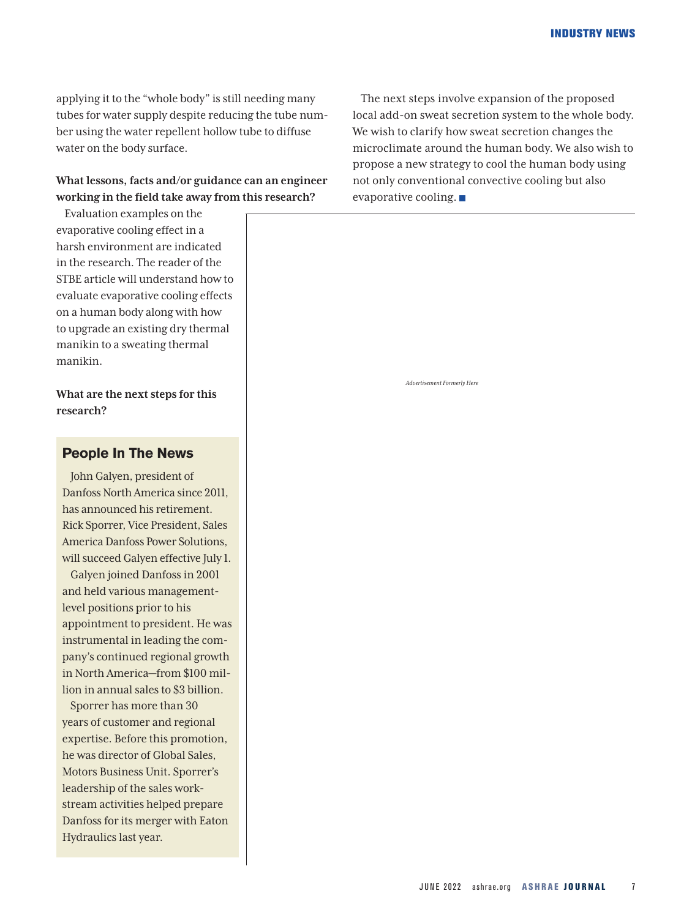applying it to the "whole body" is still needing many tubes for water supply despite reducing the tube number using the water repellent hollow tube to diffuse water on the body surface.

**What lessons, facts and/or guidance can an engineer working in the field take away from this research?**

Evaluation examples on the evaporative cooling effect in a harsh environment are indicated in the research. The reader of the STBE article will understand how to evaluate evaporative cooling effects on a human body along with how to upgrade an existing dry thermal manikin to a sweating thermal manikin.

**What are the next steps for this research?**

The next steps involve expansion of the proposed local add-on sweat secretion system to the whole body. We wish to clarify how sweat secretion changes the microclimate around the human body. We also wish to propose a new strategy to cool the human body using not only conventional convective cooling but also evaporative cooling. ■

*Advertisement Formerly Here*

## People In The News

John Galyen, president of Danfoss North America since 2011, has announced his retirement. Rick Sporrer, Vice President, Sales America Danfoss Power Solutions, will succeed Galyen effective July 1.

Galyen joined Danfoss in 2001 and held various management-level positions prior to his appointment to president. He was instrumental in leading the company's continued regional growth in North America—from $100 million in annual sales to $3 billion.

Sporrer has more than 30 years of customer and regional expertise. Before this promotion, he was director of Global Sales, Motors Business Unit. Sporrer's leadership of the sales workstream activities helped prepare Danfoss for its merger with Eaton Hydraulics last year.